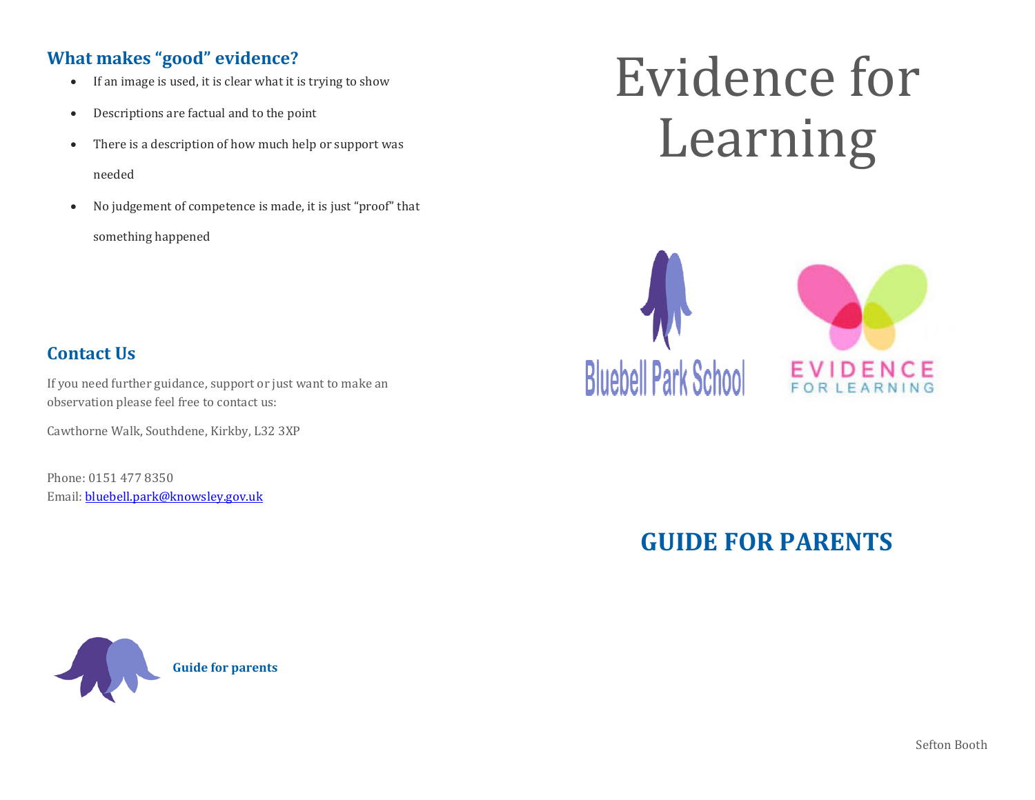## What makes "good" evidence?

- If an image is used, it is clear what it is trying to show
- Descriptions are factual and to the point
- There is a description of how much help or support was needed
- No judgement of competence is made, it is just "proof" that something happened

## Contact Us

If you need further guidance, support or just want to make an observation please feel free to contact us:

Cawthorne Walk, Southdene, Kirkby, L32 3XP

Phone: 0151 477 8350
Email: bluebell.park@knowsley.gov.uk

**Guide for parents**

# Evidence for Learning

Bluebell Park School

EVIDENCE FOR LEARNING

## GUIDE FOR PARENTS

Sefton Booth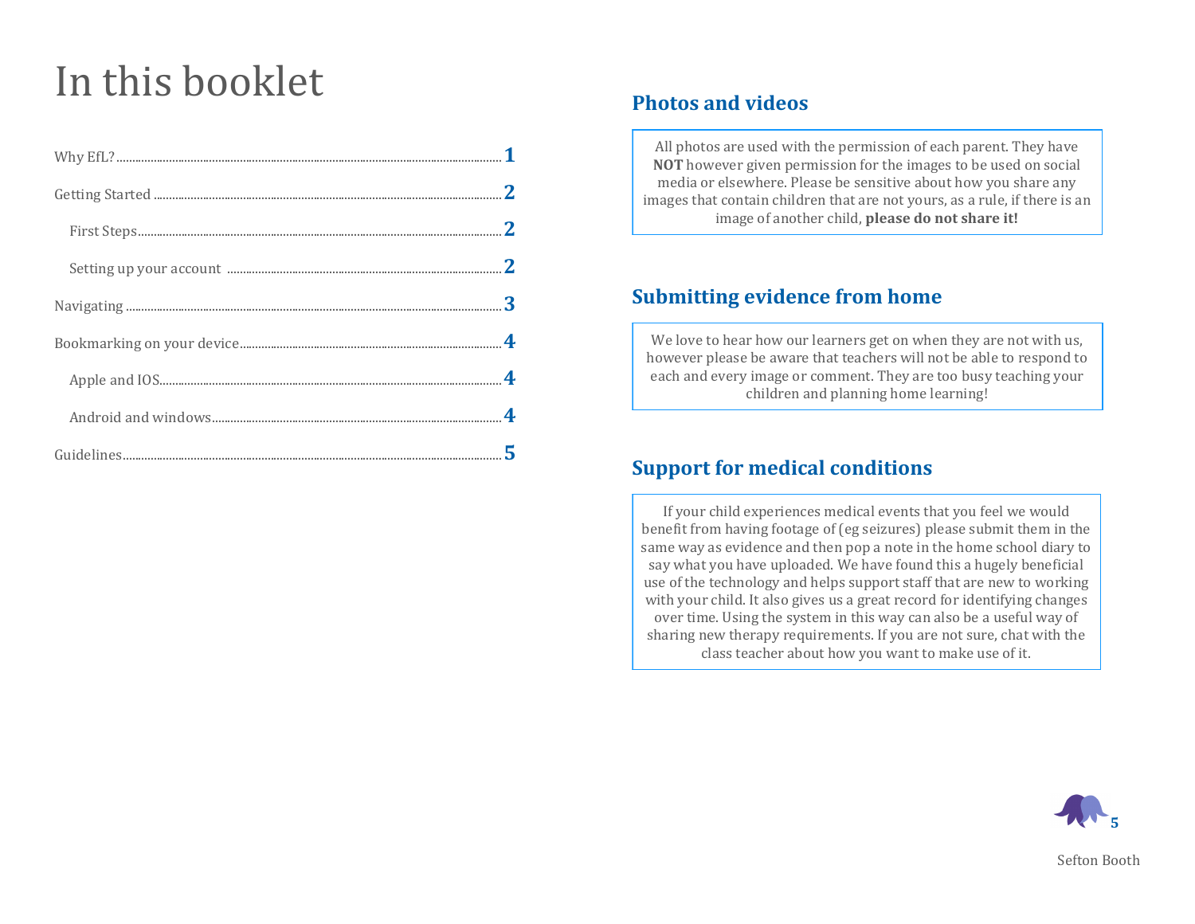# In this booklet

| | |
|---|---|
| Why EfL? | **1** |
| Getting Started | **2** |
| First Steps | **2** |
| Setting up your account | **2** |
| Navigating | **3** |
| Bookmarking on your device | **4** |
| Apple and IOS | **4** |
| Android and windows | **4** |
| Guidelines | **5** |

## Photos and videos

All photos are used with the permission of each parent. They have **NOT** however given permission for the images to be used on social media or elsewhere. Please be sensitive about how you share any images that contain children that are not yours, as a rule, if there is an image of another child, **please do not share it!**

## Submitting evidence from home

We love to hear how our learners get on when they are not with us, however please be aware that teachers will not be able to respond to each and every image or comment. They are too busy teaching your children and planning home learning!

## Support for medical conditions

If your child experiences medical events that you feel we would benefit from having footage of (eg seizures) please submit them in the same way as evidence and then pop a note in the home school diary to say what you have uploaded. We have found this a hugely beneficial use of the technology and helps support staff that are new to working with your child. It also gives us a great record for identifying changes over time. Using the system in this way can also be a useful way of sharing new therapy requirements. If you are not sure, chat with the class teacher about how you want to make use of it.

Sefton Booth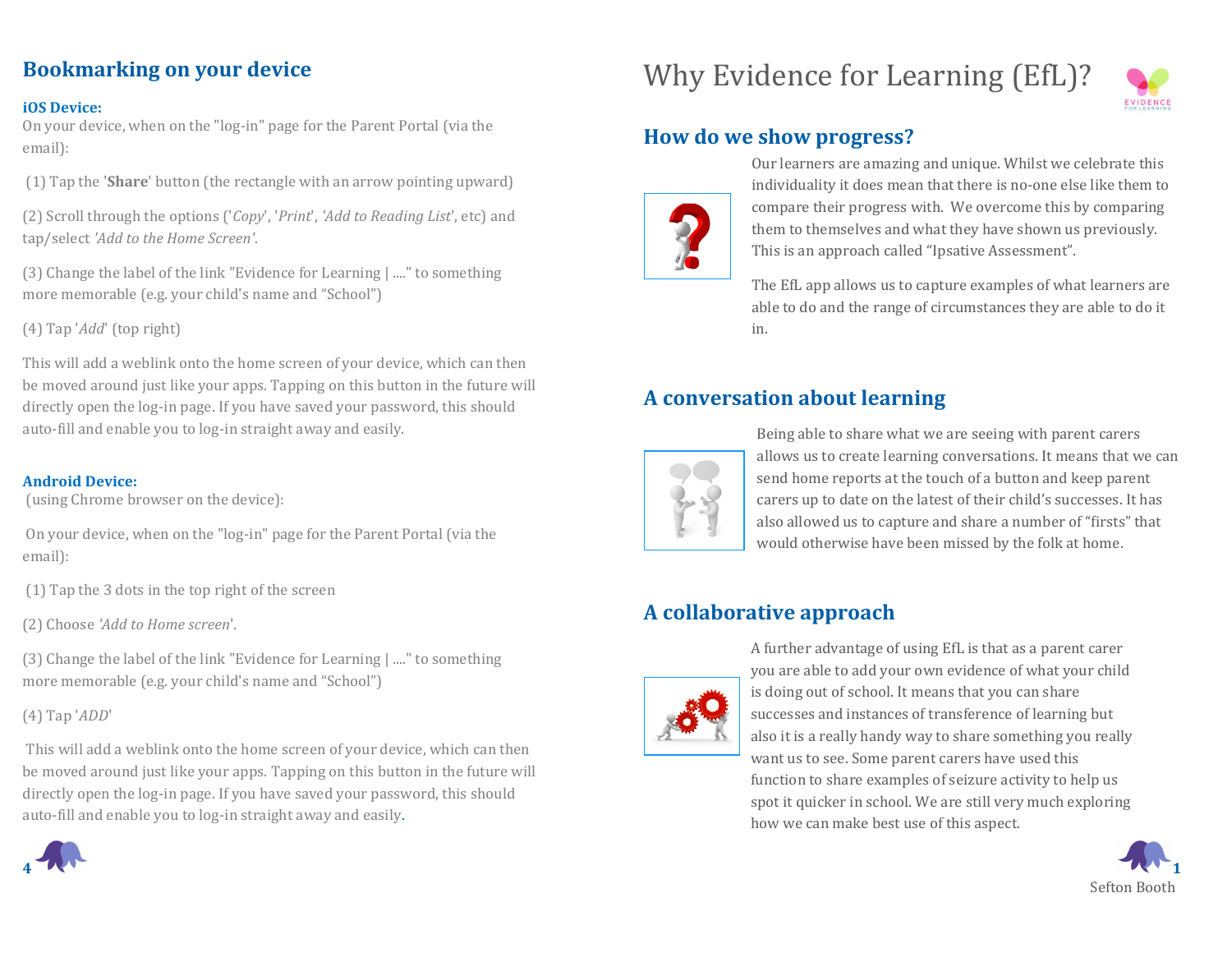## Bookmarking on your device

**iOS Device:**

On your device, when on the "log-in" page for the Parent Portal (via the email):

(1) Tap the '**Share**' button (the rectangle with an arrow pointing upward)

(2) Scroll through the options ('*Copy*', '*Print*', *'Add to Reading List*', etc) and tap/select *'Add to the Home Screen'*.

(3) Change the label of the link "Evidence for Learning | ...." to something more memorable (e.g. your child's name and "School")

(4) Tap '*Add*' (top right)

This will add a weblink onto the home screen of your device, which can then be moved around just like your apps. Tapping on this button in the future will directly open the log-in page. If you have saved your password, this should auto-fill and enable you to log-in straight away and easily.

**Android Device:**

(using Chrome browser on the device):

On your device, when on the "log-in" page for the Parent Portal (via the email):

(1) Tap the 3 dots in the top right of the screen

(2) Choose *'Add to Home screen*'.

(3) Change the label of the link "Evidence for Learning | ...." to something more memorable (e.g. your child's name and "School")

(4) Tap '*ADD*'

This will add a weblink onto the home screen of your device, which can then be moved around just like your apps. Tapping on this button in the future will directly open the log-in page. If you have saved your password, this should auto-fill and enable you to log-in straight away and easily.

# Why Evidence for Learning (EfL)?

## How do we show progress?

Our learners are amazing and unique. Whilst we celebrate this individuality it does mean that there is no-one else like them to compare their progress with. We overcome this by comparing them to themselves and what they have shown us previously. This is an approach called "Ipsative Assessment".

The EfL app allows us to capture examples of what learners are able to do and the range of circumstances they are able to do it in.

## A conversation about learning

Being able to share what we are seeing with parent carers allows us to create learning conversations. It means that we can send home reports at the touch of a button and keep parent carers up to date on the latest of their child's successes. It has also allowed us to capture and share a number of "firsts" that would otherwise have been missed by the folk at home.

## A collaborative approach

A further advantage of using EfL is that as a parent carer you are able to add your own evidence of what your child is doing out of school. It means that you can share successes and instances of transference of learning but also it is a really handy way to share something you really want us to see. Some parent carers have used this function to share examples of seizure activity to help us spot it quicker in school. We are still very much exploring how we can make best use of this aspect.

Sefton Booth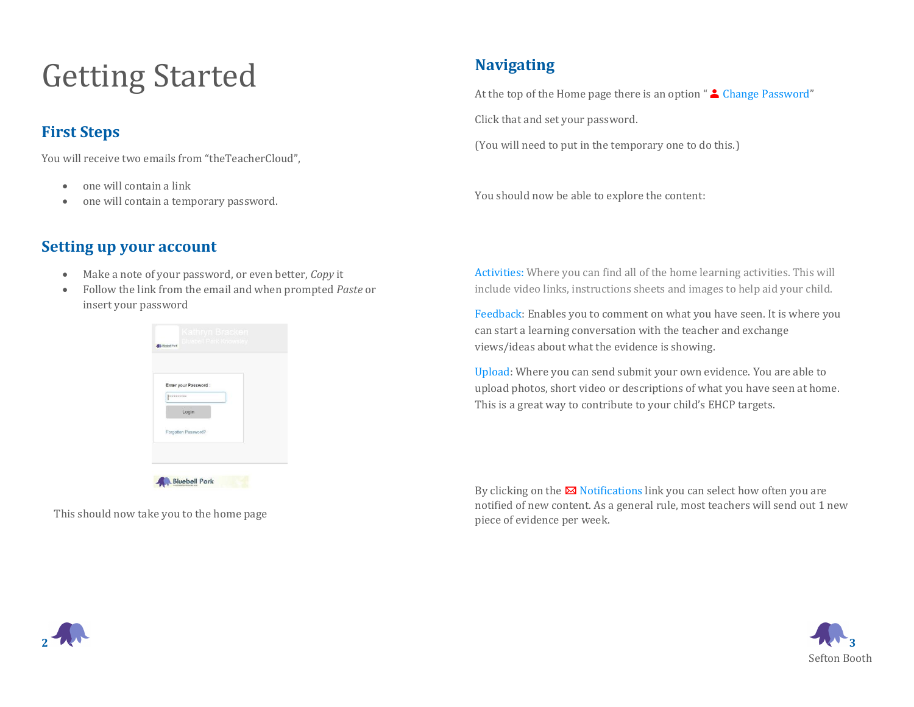# Getting Started

## First Steps

You will receive two emails from "theTeacherCloud",

- one will contain a link
- one will contain a temporary password.

## Setting up your account

- Make a note of your password, or even better, *Copy* it
- Follow the link from the email and when prompted *Paste* or insert your password

This should now take you to the home page

## Navigating

At the top of the Home page there is an option " Change Password"

Click that and set your password.

(You will need to put in the temporary one to do this.)

You should now be able to explore the content:

Activities: Where you can find all of the home learning activities. This will include video links, instructions sheets and images to help aid your child.

Feedback: Enables you to comment on what you have seen. It is where you can start a learning conversation with the teacher and exchange views/ideas about what the evidence is showing.

Upload: Where you can send submit your own evidence. You are able to upload photos, short video or descriptions of what you have seen at home. This is a great way to contribute to your child's EHCP targets.

By clicking on the Notifications link you can select how often you are notified of new content. As a general rule, most teachers will send out 1 new piece of evidence per week.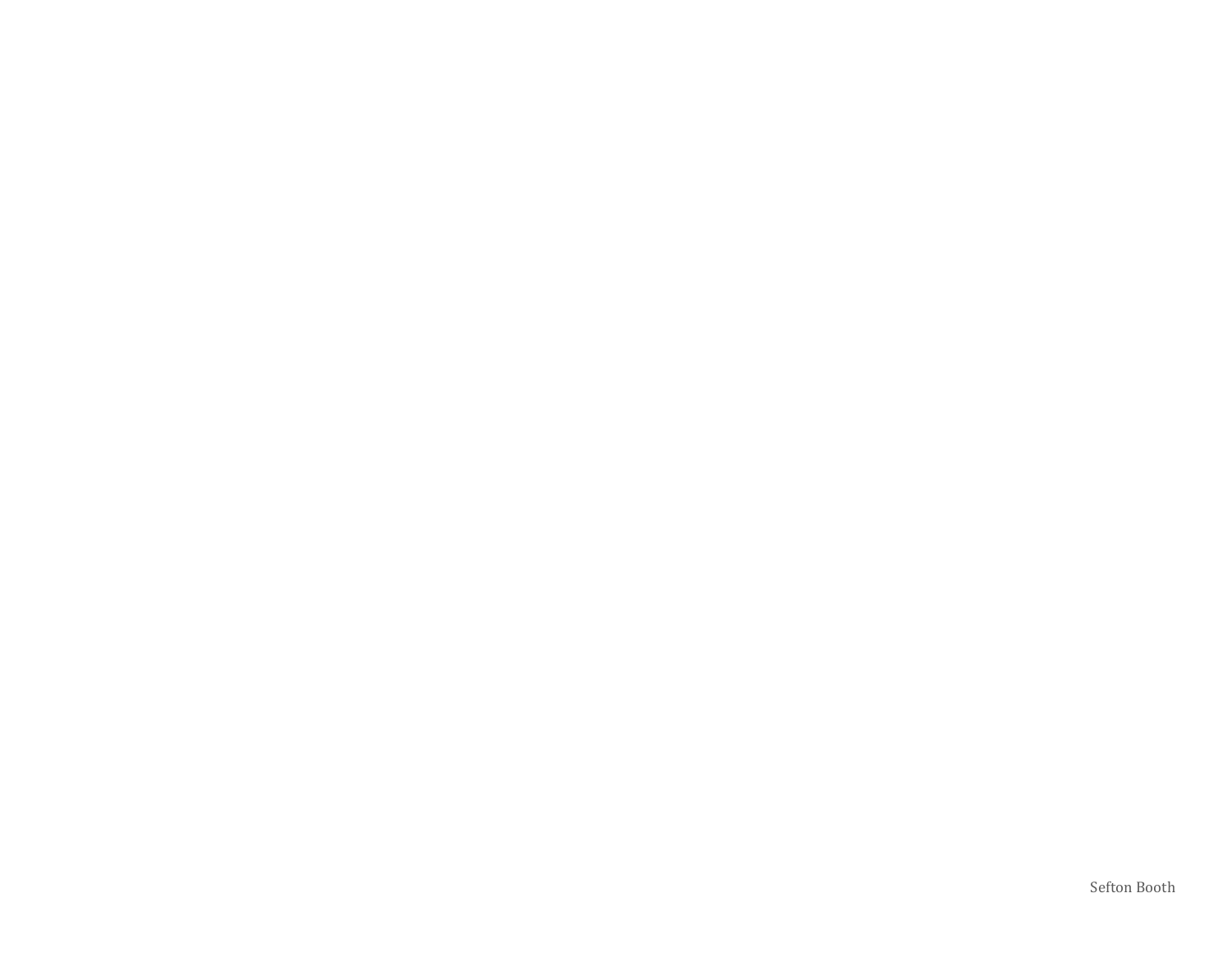Sefton Booth